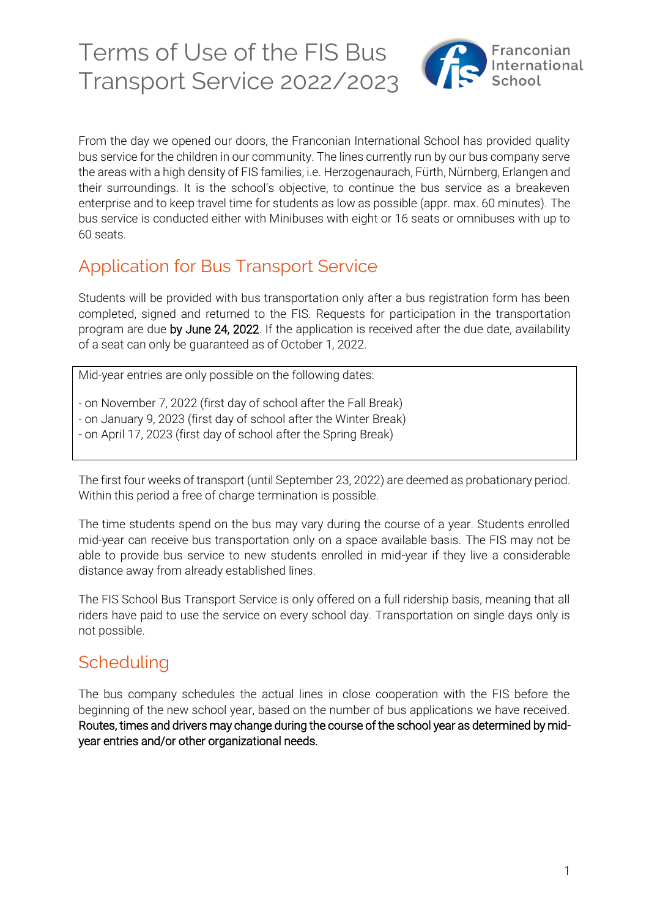# Terms of Use of the FIS Bus Transport Service 2022/2023

Franconian International School

From the day we opened our doors, the Franconian International School has provided quality bus service for the children in our community. The lines currently run by our bus company serve the areas with a high density of FIS families, i.e. Herzogenaurach, Fürth, Nürnberg, Erlangen and their surroundings. It is the school's objective, to continue the bus service as a breakeven enterprise and to keep travel time for students as low as possible (appr. max. 60 minutes). The bus service is conducted either with Minibuses with eight or 16 seats or omnibuses with up to 60 seats.

## Application for Bus Transport Service

Students will be provided with bus transportation only after a bus registration form has been completed, signed and returned to the FIS. Requests for participation in the transportation program are due by June 24, 2022. If the application is received after the due date, availability of a seat can only be guaranteed as of October 1, 2022.

Mid-year entries are only possible on the following dates:

- on November 7, 2022 (first day of school after the Fall Break)
- on January 9, 2023 (first day of school after the Winter Break)
- on April 17, 2023 (first day of school after the Spring Break)

The first four weeks of transport (until September 23, 2022) are deemed as probationary period. Within this period a free of charge termination is possible.

The time students spend on the bus may vary during the course of a year. Students enrolled mid-year can receive bus transportation only on a space available basis. The FIS may not be able to provide bus service to new students enrolled in mid-year if they live a considerable distance away from already established lines.

The FIS School Bus Transport Service is only offered on a full ridership basis, meaning that all riders have paid to use the service on every school day. Transportation on single days only is not possible.

## Scheduling

The bus company schedules the actual lines in close cooperation with the FIS before the beginning of the new school year, based on the number of bus applications we have received. Routes, times and drivers may change during the course of the school year as determined by mid-year entries and/or other organizational needs.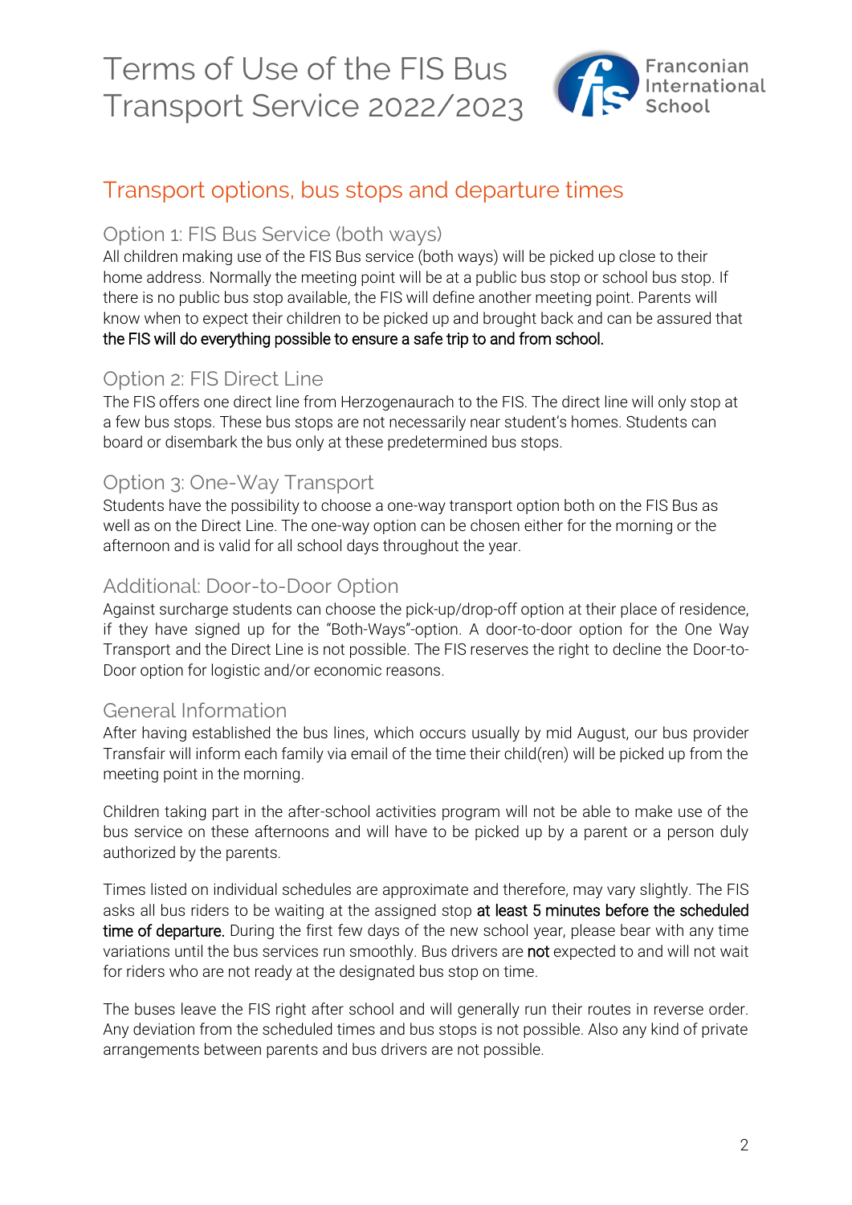# Terms of Use of the FIS Bus Transport Service 2022/2023

## Transport options, bus stops and departure times

### Option 1: FIS Bus Service (both ways)

All children making use of the FIS Bus service (both ways) will be picked up close to their home address. Normally the meeting point will be at a public bus stop or school bus stop. If there is no public bus stop available, the FIS will define another meeting point. Parents will know when to expect their children to be picked up and brought back and can be assured that **the FIS will do everything possible to ensure a safe trip to and from school.**

### Option 2: FIS Direct Line

The FIS offers one direct line from Herzogenaurach to the FIS. The direct line will only stop at a few bus stops. These bus stops are not necessarily near student's homes. Students can board or disembark the bus only at these predetermined bus stops.

### Option 3: One-Way Transport

Students have the possibility to choose a one-way transport option both on the FIS Bus as well as on the Direct Line. The one-way option can be chosen either for the morning or the afternoon and is valid for all school days throughout the year.

### Additional: Door-to-Door Option

Against surcharge students can choose the pick-up/drop-off option at their place of residence, if they have signed up for the "Both-Ways"-option. A door-to-door option for the One Way Transport and the Direct Line is not possible. The FIS reserves the right to decline the Door-to-Door option for logistic and/or economic reasons.

### General Information

After having established the bus lines, which occurs usually by mid August, our bus provider Transfair will inform each family via email of the time their child(ren) will be picked up from the meeting point in the morning.

Children taking part in the after-school activities program will not be able to make use of the bus service on these afternoons and will have to be picked up by a parent or a person duly authorized by the parents.

Times listed on individual schedules are approximate and therefore, may vary slightly. The FIS asks all bus riders to be waiting at the assigned stop **at least 5 minutes before the scheduled time of departure.** During the first few days of the new school year, please bear with any time variations until the bus services run smoothly. Bus drivers are **not** expected to and will not wait for riders who are not ready at the designated bus stop on time.

The buses leave the FIS right after school and will generally run their routes in reverse order. Any deviation from the scheduled times and bus stops is not possible. Also any kind of private arrangements between parents and bus drivers are not possible.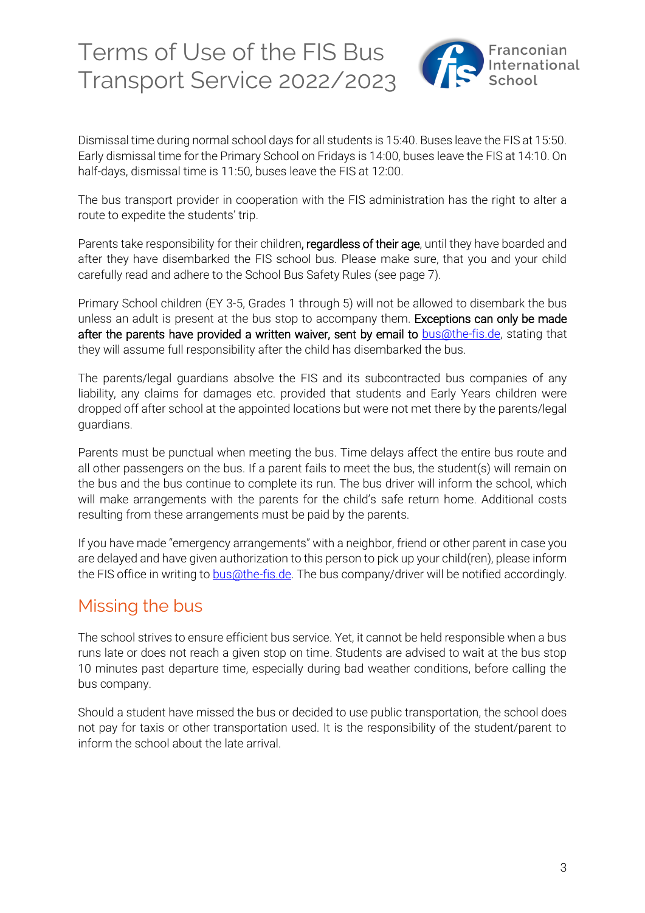Dismissal time during normal school days for all students is 15:40. Buses leave the FIS at 15:50. Early dismissal time for the Primary School on Fridays is 14:00, buses leave the FIS at 14:10. On half-days, dismissal time is 11:50, buses leave the FIS at 12:00.

The bus transport provider in cooperation with the FIS administration has the right to alter a route to expedite the students' trip.

Parents take responsibility for their children, regardless of their age, until they have boarded and after they have disembarked the FIS school bus. Please make sure, that you and your child carefully read and adhere to the School Bus Safety Rules (see page 7).

Primary School children (EY 3-5, Grades 1 through 5) will not be allowed to disembark the bus unless an adult is present at the bus stop to accompany them. Exceptions can only be made after the parents have provided a written waiver, sent by email to bus@the-fis.de, stating that they will assume full responsibility after the child has disembarked the bus.

The parents/legal guardians absolve the FIS and its subcontracted bus companies of any liability, any claims for damages etc. provided that students and Early Years children were dropped off after school at the appointed locations but were not met there by the parents/legal guardians.

Parents must be punctual when meeting the bus. Time delays affect the entire bus route and all other passengers on the bus. If a parent fails to meet the bus, the student(s) will remain on the bus and the bus continue to complete its run. The bus driver will inform the school, which will make arrangements with the parents for the child's safe return home. Additional costs resulting from these arrangements must be paid by the parents.

If you have made "emergency arrangements" with a neighbor, friend or other parent in case you are delayed and have given authorization to this person to pick up your child(ren), please inform the FIS office in writing to bus@the-fis.de. The bus company/driver will be notified accordingly.

## Missing the bus

The school strives to ensure efficient bus service. Yet, it cannot be held responsible when a bus runs late or does not reach a given stop on time. Students are advised to wait at the bus stop 10 minutes past departure time, especially during bad weather conditions, before calling the bus company.

Should a student have missed the bus or decided to use public transportation, the school does not pay for taxis or other transportation used. It is the responsibility of the student/parent to inform the school about the late arrival.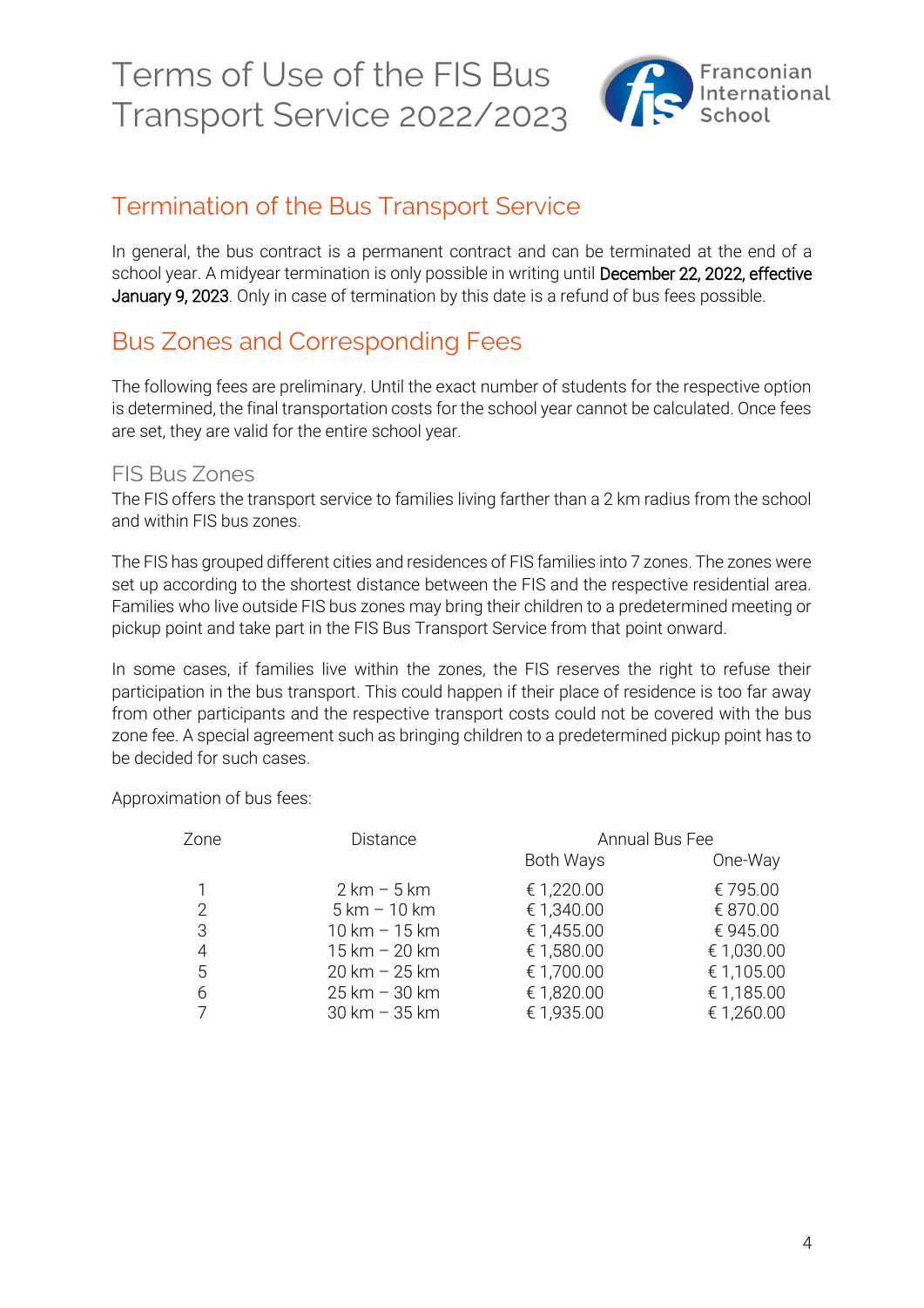# Terms of Use of the FIS Bus Transport Service 2022/2023

## Termination of the Bus Transport Service

In general, the bus contract is a permanent contract and can be terminated at the end of a school year. A midyear termination is only possible in writing until December 22, 2022, effective January 9, 2023. Only in case of termination by this date is a refund of bus fees possible.

## Bus Zones and Corresponding Fees

The following fees are preliminary. Until the exact number of students for the respective option is determined, the final transportation costs for the school year cannot be calculated. Once fees are set, they are valid for the entire school year.

### FIS Bus Zones

The FIS offers the transport service to families living farther than a 2 km radius from the school and within FIS bus zones.

The FIS has grouped different cities and residences of FIS families into 7 zones. The zones were set up according to the shortest distance between the FIS and the respective residential area. Families who live outside FIS bus zones may bring their children to a predetermined meeting or pickup point and take part in the FIS Bus Transport Service from that point onward.

In some cases, if families live within the zones, the FIS reserves the right to refuse their participation in the bus transport. This could happen if their place of residence is too far away from other participants and the respective transport costs could not be covered with the bus zone fee. A special agreement such as bringing children to a predetermined pickup point has to be decided for such cases.

Approximation of bus fees:

| Zone | Distance | Annual Bus Fee | |
|---|---|---|---|
| | | Both Ways | One-Way |
| 1 | 2 km – 5 km | € 1,220.00 | € 795.00 |
| 2 | 5 km – 10 km | € 1,340.00 | € 870.00 |
| 3 | 10 km – 15 km | € 1,455.00 | € 945.00 |
| 4 | 15 km – 20 km | € 1,580.00 | € 1,030.00 |
| 5 | 20 km – 25 km | € 1,700.00 | € 1,105.00 |
| 6 | 25 km – 30 km | € 1,820.00 | € 1,185.00 |
| 7 | 30 km – 35 km | € 1,935.00 | € 1,260.00 |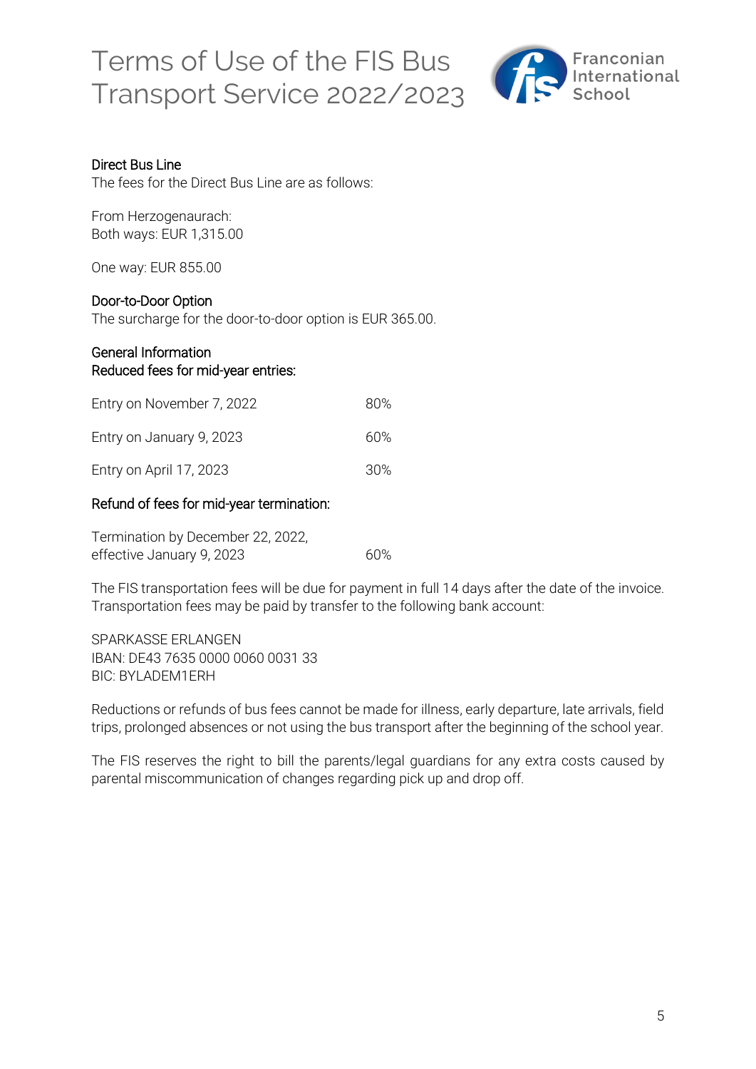### Direct Bus Line

The fees for the Direct Bus Line are as follows:

From Herzogenaurach:
Both ways: EUR 1,315.00

One way: EUR 855.00

### Door-to-Door Option

The surcharge for the door-to-door option is EUR 365.00.

### General Information

Reduced fees for mid-year entries:

| | |
|---|---|
| Entry on November 7, 2022 | 80% |
| Entry on January 9, 2023 | 60% |
| Entry on April 17, 2023 | 30% |

Refund of fees for mid-year termination:

| | |
|---|---|
| Termination by December 22, 2022, effective January 9, 2023 | 60% |

The FIS transportation fees will be due for payment in full 14 days after the date of the invoice. Transportation fees may be paid by transfer to the following bank account:

SPARKASSE ERLANGEN
IBAN: DE43 7635 0000 0060 0031 33
BIC: BYLADEM1ERH

Reductions or refunds of bus fees cannot be made for illness, early departure, late arrivals, field trips, prolonged absences or not using the bus transport after the beginning of the school year.

The FIS reserves the right to bill the parents/legal guardians for any extra costs caused by parental miscommunication of changes regarding pick up and drop off.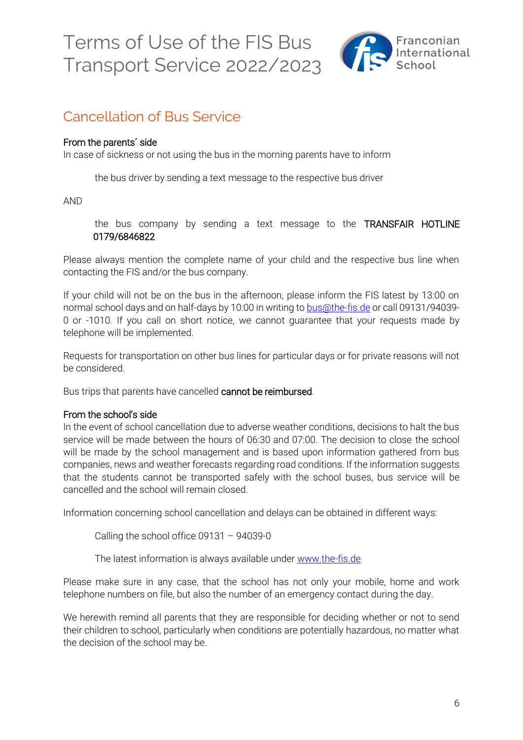## Cancellation of Bus Service

### From the parents´ side

In case of sickness or not using the bus in the morning parents have to inform

> the bus driver by sending a text message to the respective bus driver

AND

> the bus company by sending a text message to the **TRANSFAIR HOTLINE 0179/6846822**

Please always mention the complete name of your child and the respective bus line when contacting the FIS and/or the bus company.

If your child will not be on the bus in the afternoon, please inform the FIS latest by 13:00 on normal school days and on half-days by 10:00 in writing to bus@the-fis.de or call 09131/94039-0 or -1010. If you call on short notice, we cannot guarantee that your requests made by telephone will be implemented.

Requests for transportation on other bus lines for particular days or for private reasons will not be considered.

Bus trips that parents have cancelled **cannot be reimbursed**.

### From the school's side

In the event of school cancellation due to adverse weather conditions, decisions to halt the bus service will be made between the hours of 06:30 and 07:00. The decision to close the school will be made by the school management and is based upon information gathered from bus companies, news and weather forecasts regarding road conditions. If the information suggests that the students cannot be transported safely with the school buses, bus service will be cancelled and the school will remain closed.

Information concerning school cancellation and delays can be obtained in different ways:

> Calling the school office 09131 – 94039-0

> The latest information is always available under www.the-fis.de

Please make sure in any case, that the school has not only your mobile, home and work telephone numbers on file, but also the number of an emergency contact during the day.

We herewith remind all parents that they are responsible for deciding whether or not to send their children to school, particularly when conditions are potentially hazardous, no matter what the decision of the school may be.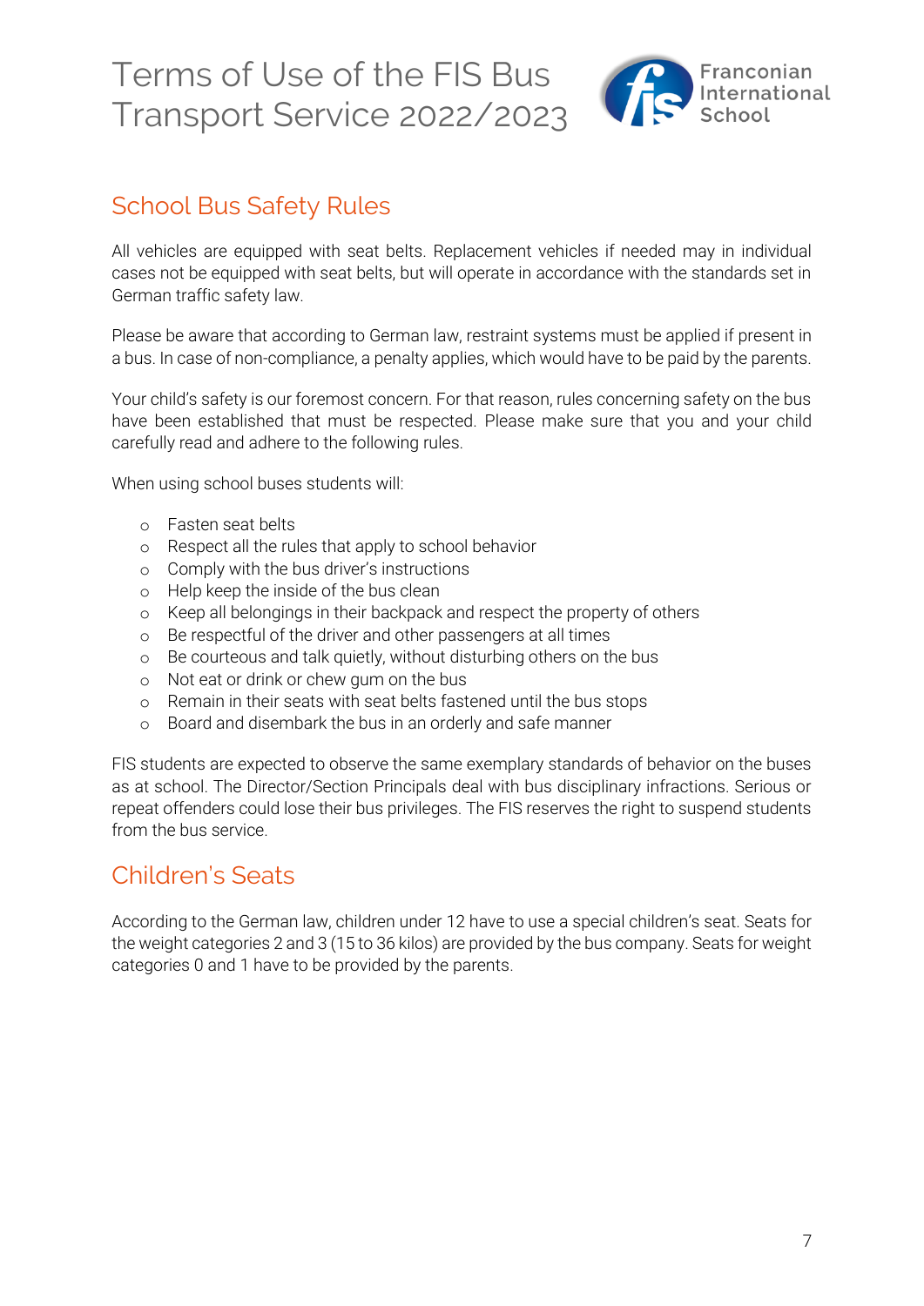## School Bus Safety Rules

All vehicles are equipped with seat belts. Replacement vehicles if needed may in individual cases not be equipped with seat belts, but will operate in accordance with the standards set in German traffic safety law.

Please be aware that according to German law, restraint systems must be applied if present in a bus. In case of non-compliance, a penalty applies, which would have to be paid by the parents.

Your child's safety is our foremost concern. For that reason, rules concerning safety on the bus have been established that must be respected. Please make sure that you and your child carefully read and adhere to the following rules.

When using school buses students will:

- Fasten seat belts
- Respect all the rules that apply to school behavior
- Comply with the bus driver's instructions
- Help keep the inside of the bus clean
- Keep all belongings in their backpack and respect the property of others
- Be respectful of the driver and other passengers at all times
- Be courteous and talk quietly, without disturbing others on the bus
- Not eat or drink or chew gum on the bus
- Remain in their seats with seat belts fastened until the bus stops
- Board and disembark the bus in an orderly and safe manner

FIS students are expected to observe the same exemplary standards of behavior on the buses as at school. The Director/Section Principals deal with bus disciplinary infractions. Serious or repeat offenders could lose their bus privileges. The FIS reserves the right to suspend students from the bus service.

## Children's Seats

According to the German law, children under 12 have to use a special children's seat. Seats for the weight categories 2 and 3 (15 to 36 kilos) are provided by the bus company. Seats for weight categories 0 and 1 have to be provided by the parents.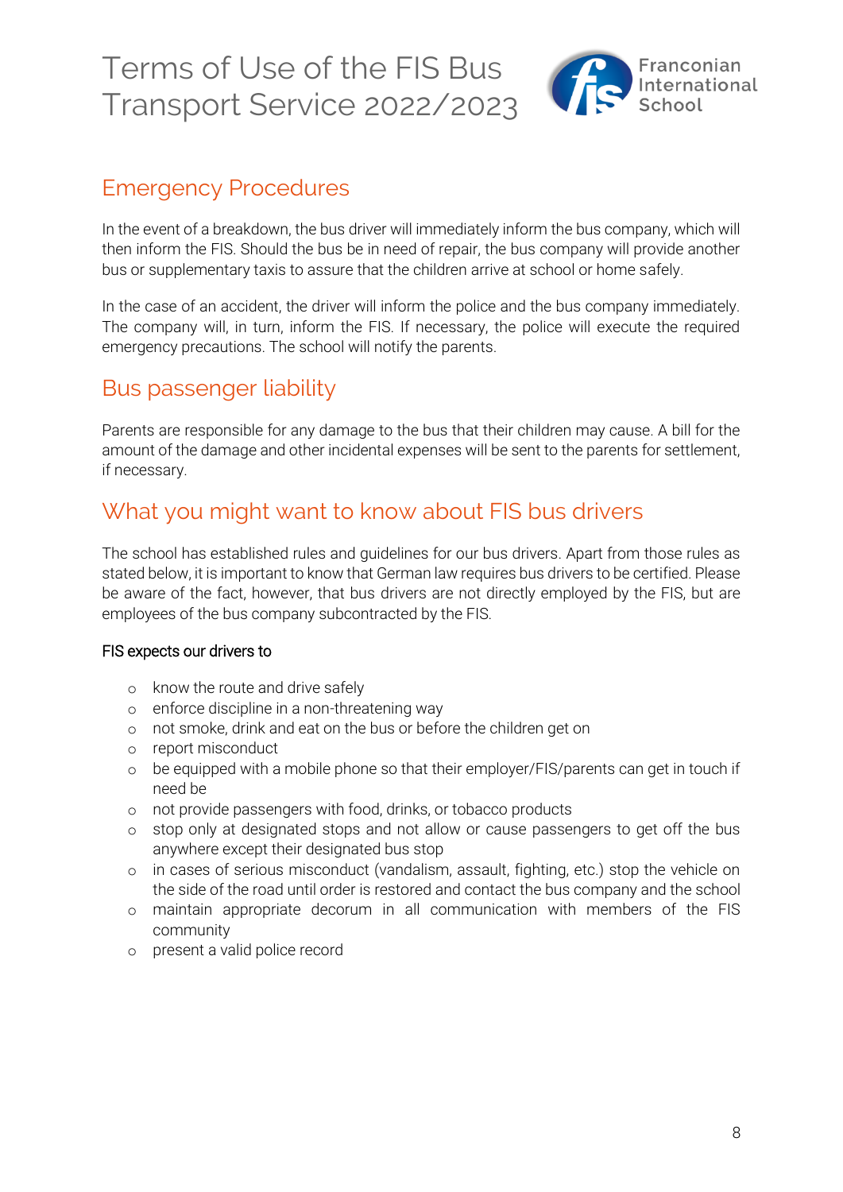## Emergency Procedures

In the event of a breakdown, the bus driver will immediately inform the bus company, which will then inform the FIS. Should the bus be in need of repair, the bus company will provide another bus or supplementary taxis to assure that the children arrive at school or home safely.

In the case of an accident, the driver will inform the police and the bus company immediately. The company will, in turn, inform the FIS. If necessary, the police will execute the required emergency precautions. The school will notify the parents.

## Bus passenger liability

Parents are responsible for any damage to the bus that their children may cause. A bill for the amount of the damage and other incidental expenses will be sent to the parents for settlement, if necessary.

## What you might want to know about FIS bus drivers

The school has established rules and guidelines for our bus drivers. Apart from those rules as stated below, it is important to know that German law requires bus drivers to be certified. Please be aware of the fact, however, that bus drivers are not directly employed by the FIS, but are employees of the bus company subcontracted by the FIS.

FIS expects our drivers to

- know the route and drive safely
- enforce discipline in a non-threatening way
- not smoke, drink and eat on the bus or before the children get on
- report misconduct
- be equipped with a mobile phone so that their employer/FIS/parents can get in touch if need be
- not provide passengers with food, drinks, or tobacco products
- stop only at designated stops and not allow or cause passengers to get off the bus anywhere except their designated bus stop
- in cases of serious misconduct (vandalism, assault, fighting, etc.) stop the vehicle on the side of the road until order is restored and contact the bus company and the school
- maintain appropriate decorum in all communication with members of the FIS community
- present a valid police record